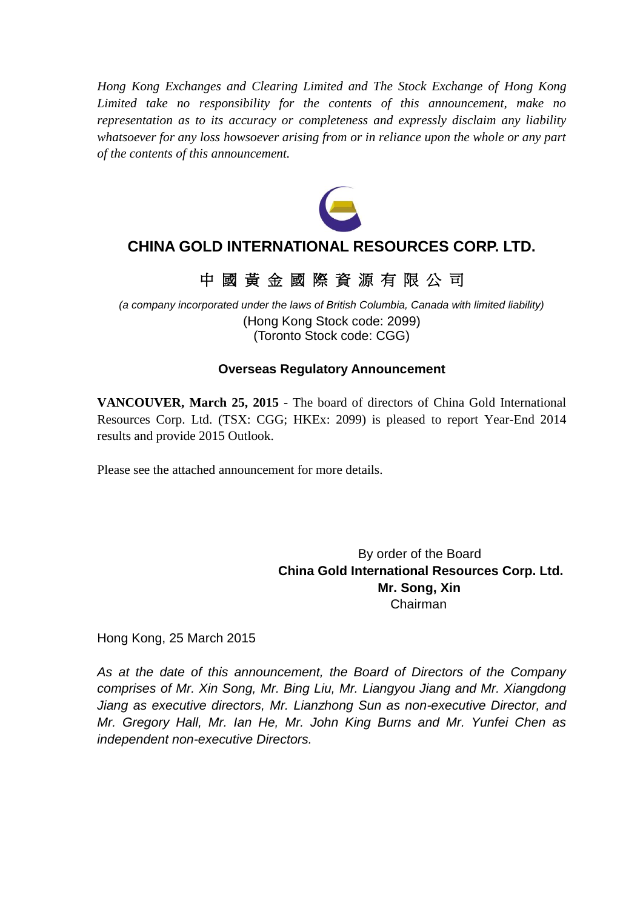*Hong Kong Exchanges and Clearing Limited and The Stock Exchange of Hong Kong Limited take no responsibility for the contents of this announcement, make no representation as to its accuracy or completeness and expressly disclaim any liability whatsoever for any loss howsoever arising from or in reliance upon the whole or any part of the contents of this announcement.*

# CHINA GOLD INTERNATIONAL RESOURCES CORP. LTD.

# 中 國 黃 金 國 際 資 源 有 限 公 司

*(a company incorporated under the laws of British Columbia, Canada with limited liability)*
(Hong Kong Stock code: 2099)
(Toronto Stock code: CGG)

**Overseas Regulatory Announcement**

**VANCOUVER, March 25, 2015** - The board of directors of China Gold International Resources Corp. Ltd. (TSX: CGG; HKEx: 2099) is pleased to report Year-End 2014 results and provide 2015 Outlook.

Please see the attached announcement for more details.

By order of the Board
**China Gold International Resources Corp. Ltd.**
**Mr. Song, Xin**
Chairman

Hong Kong, 25 March 2015

*As at the date of this announcement, the Board of Directors of the Company comprises of Mr. Xin Song, Mr. Bing Liu, Mr. Liangyou Jiang and Mr. Xiangdong Jiang as executive directors, Mr. Lianzhong Sun as non-executive Director, and Mr. Gregory Hall, Mr. Ian He, Mr. John King Burns and Mr. Yunfei Chen as independent non-executive Directors.*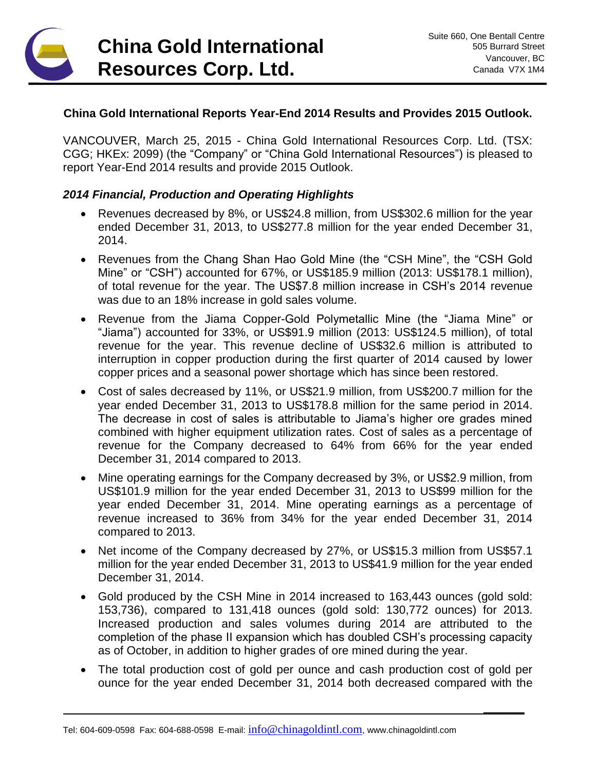China Gold International Resources Corp. Ltd.

Suite 660, One Bentall Centre
505 Burrard Street
Vancouver, BC
Canada V7X 1M4

**China Gold International Reports Year-End 2014 Results and Provides 2015 Outlook.**

VANCOUVER, March 25, 2015 - China Gold International Resources Corp. Ltd. (TSX: CGG; HKEx: 2099) (the "Company" or "China Gold International Resources") is pleased to report Year-End 2014 results and provide 2015 Outlook.

### *2014 Financial, Production and Operating Highlights*

- Revenues decreased by 8%, or US$24.8 million, from US$302.6 million for the year ended December 31, 2013, to US$277.8 million for the year ended December 31, 2014.
- Revenues from the Chang Shan Hao Gold Mine (the "CSH Mine", the "CSH Gold Mine" or "CSH") accounted for 67%, or US$185.9 million (2013: US$178.1 million), of total revenue for the year. The US$7.8 million increase in CSH's 2014 revenue was due to an 18% increase in gold sales volume.
- Revenue from the Jiama Copper-Gold Polymetallic Mine (the "Jiama Mine" or "Jiama") accounted for 33%, or US$91.9 million (2013: US$124.5 million), of total revenue for the year. This revenue decline of US$32.6 million is attributed to interruption in copper production during the first quarter of 2014 caused by lower copper prices and a seasonal power shortage which has since been restored.
- Cost of sales decreased by 11%, or US$21.9 million, from US$200.7 million for the year ended December 31, 2013 to US$178.8 million for the same period in 2014. The decrease in cost of sales is attributable to Jiama's higher ore grades mined combined with higher equipment utilization rates. Cost of sales as a percentage of revenue for the Company decreased to 64% from 66% for the year ended December 31, 2014 compared to 2013.
- Mine operating earnings for the Company decreased by 3%, or US$2.9 million, from US$101.9 million for the year ended December 31, 2013 to US$99 million for the year ended December 31, 2014. Mine operating earnings as a percentage of revenue increased to 36% from 34% for the year ended December 31, 2014 compared to 2013.
- Net income of the Company decreased by 27%, or US$15.3 million from US$57.1 million for the year ended December 31, 2013 to US$41.9 million for the year ended December 31, 2014.
- Gold produced by the CSH Mine in 2014 increased to 163,443 ounces (gold sold: 153,736), compared to 131,418 ounces (gold sold: 130,772 ounces) for 2013. Increased production and sales volumes during 2014 are attributed to the completion of the phase II expansion which has doubled CSH's processing capacity as of October, in addition to higher grades of ore mined during the year.
- The total production cost of gold per ounce and cash production cost of gold per ounce for the year ended December 31, 2014 both decreased compared with the

Tel: 604-609-0598 Fax: 604-688-0598 E-mail: info@chinagoldintl.com, www.chinagoldintl.com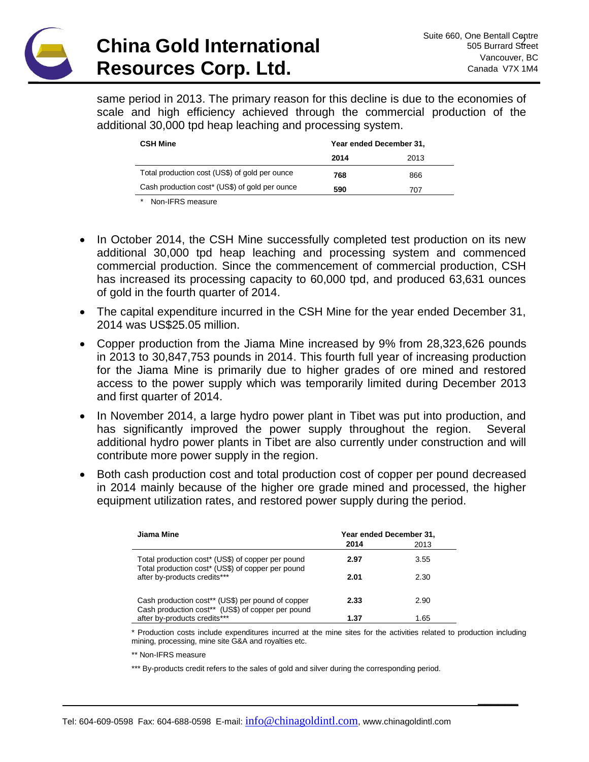same period in 2013. The primary reason for this decline is due to the economies of scale and high efficiency achieved through the commercial production of the additional 30,000 tpd heap leaching and processing system.

| CSH Mine | Year ended December 31, | |
|---|---|---|
| | **2014** | 2013 |
| Total production cost (US$) of gold per ounce | **768** | 866 |
| Cash production cost* (US$) of gold per ounce | **590** | 707 |

\* Non-IFRS measure

- In October 2014, the CSH Mine successfully completed test production on its new additional 30,000 tpd heap leaching and processing system and commenced commercial production. Since the commencement of commercial production, CSH has increased its processing capacity to 60,000 tpd, and produced 63,631 ounces of gold in the fourth quarter of 2014.
- The capital expenditure incurred in the CSH Mine for the year ended December 31, 2014 was US$25.05 million.
- Copper production from the Jiama Mine increased by 9% from 28,323,626 pounds in 2013 to 30,847,753 pounds in 2014. This fourth full year of increasing production for the Jiama Mine is primarily due to higher grades of ore mined and restored access to the power supply which was temporarily limited during December 2013 and first quarter of 2014.
- In November 2014, a large hydro power plant in Tibet was put into production, and has significantly improved the power supply throughout the region. Several additional hydro power plants in Tibet are also currently under construction and will contribute more power supply in the region.
- Both cash production cost and total production cost of copper per pound decreased in 2014 mainly because of the higher ore grade mined and processed, the higher equipment utilization rates, and restored power supply during the period.

| Jiama Mine | Year ended December 31, | |
|---|---|---|
| | **2014** | 2013 |
| Total production cost* (US$) of copper per pound | **2.97** | 3.55 |
| Total production cost* (US$) of copper per pound after by-products credits*** | **2.01** | 2.30 |
| Cash production cost** (US$) per pound of copper | **2.33** | 2.90 |
| Cash production cost** (US$) of copper per pound after by-products credits*** | **1.37** | 1.65 |

\* Production costs include expenditures incurred at the mine sites for the activities related to production including mining, processing, mine site G&A and royalties etc.

** Non-IFRS measure

*** By-products credit refers to the sales of gold and silver during the corresponding period.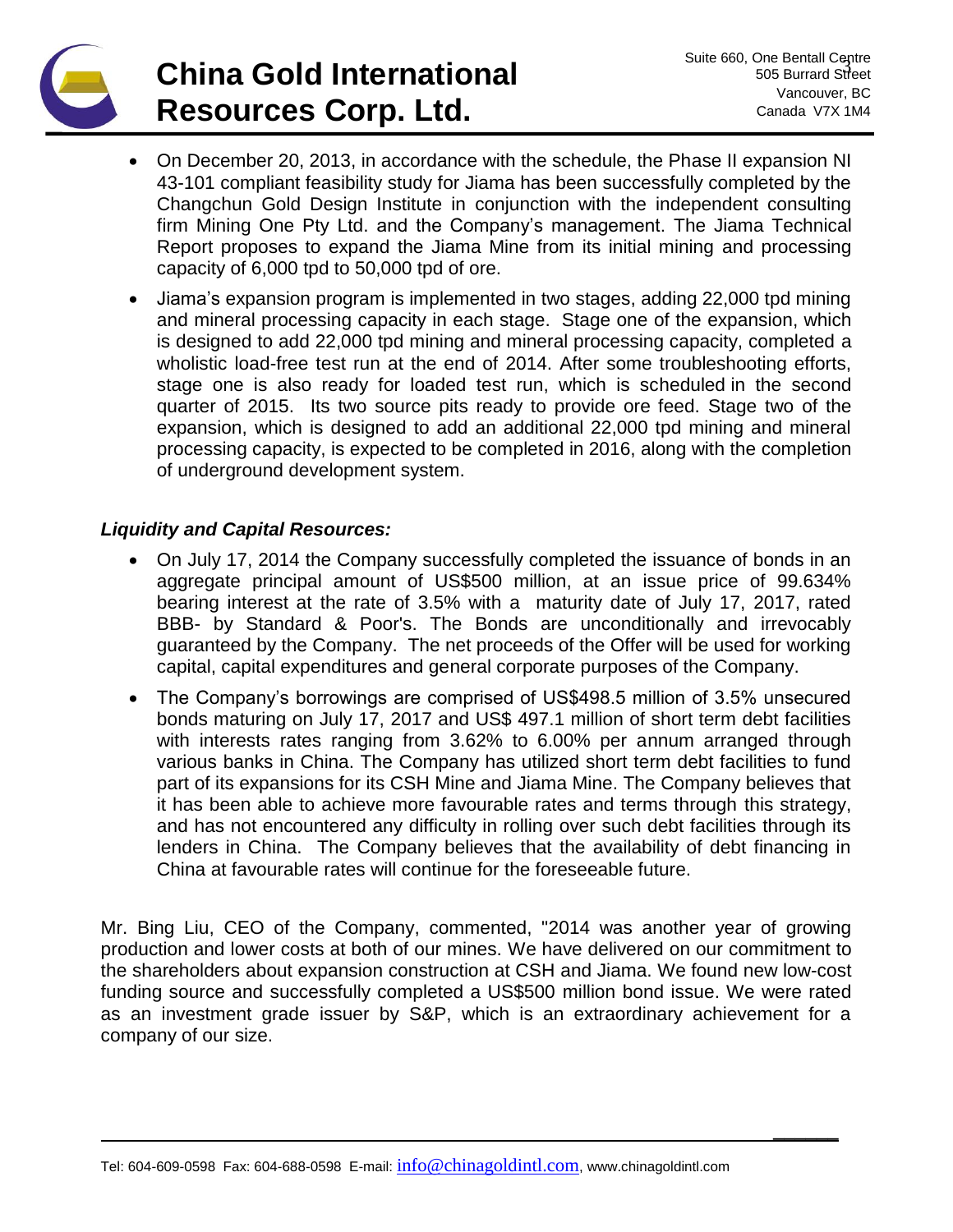- On December 20, 2013, in accordance with the schedule, the Phase II expansion NI 43-101 compliant feasibility study for Jiama has been successfully completed by the Changchun Gold Design Institute in conjunction with the independent consulting firm Mining One Pty Ltd. and the Company's management. The Jiama Technical Report proposes to expand the Jiama Mine from its initial mining and processing capacity of 6,000 tpd to 50,000 tpd of ore.
- Jiama's expansion program is implemented in two stages, adding 22,000 tpd mining and mineral processing capacity in each stage. Stage one of the expansion, which is designed to add 22,000 tpd mining and mineral processing capacity, completed a wholistic load-free test run at the end of 2014. After some troubleshooting efforts, stage one is also ready for loaded test run, which is scheduled in the second quarter of 2015. Its two source pits ready to provide ore feed. Stage two of the expansion, which is designed to add an additional 22,000 tpd mining and mineral processing capacity, is expected to be completed in 2016, along with the completion of underground development system.

***Liquidity and Capital Resources:***

- On July 17, 2014 the Company successfully completed the issuance of bonds in an aggregate principal amount of US$500 million, at an issue price of 99.634% bearing interest at the rate of 3.5% with a maturity date of July 17, 2017, rated BBB- by Standard & Poor's. The Bonds are unconditionally and irrevocably guaranteed by the Company. The net proceeds of the Offer will be used for working capital, capital expenditures and general corporate purposes of the Company.
- The Company's borrowings are comprised of US$498.5 million of 3.5% unsecured bonds maturing on July 17, 2017 and US$ 497.1 million of short term debt facilities with interests rates ranging from 3.62% to 6.00% per annum arranged through various banks in China. The Company has utilized short term debt facilities to fund part of its expansions for its CSH Mine and Jiama Mine. The Company believes that it has been able to achieve more favourable rates and terms through this strategy, and has not encountered any difficulty in rolling over such debt facilities through its lenders in China. The Company believes that the availability of debt financing in China at favourable rates will continue for the foreseeable future.

Mr. Bing Liu, CEO of the Company, commented, "2014 was another year of growing production and lower costs at both of our mines. We have delivered on our commitment to the shareholders about expansion construction at CSH and Jiama. We found new low-cost funding source and successfully completed a US$500 million bond issue. We were rated as an investment grade issuer by S&P, which is an extraordinary achievement for a company of our size.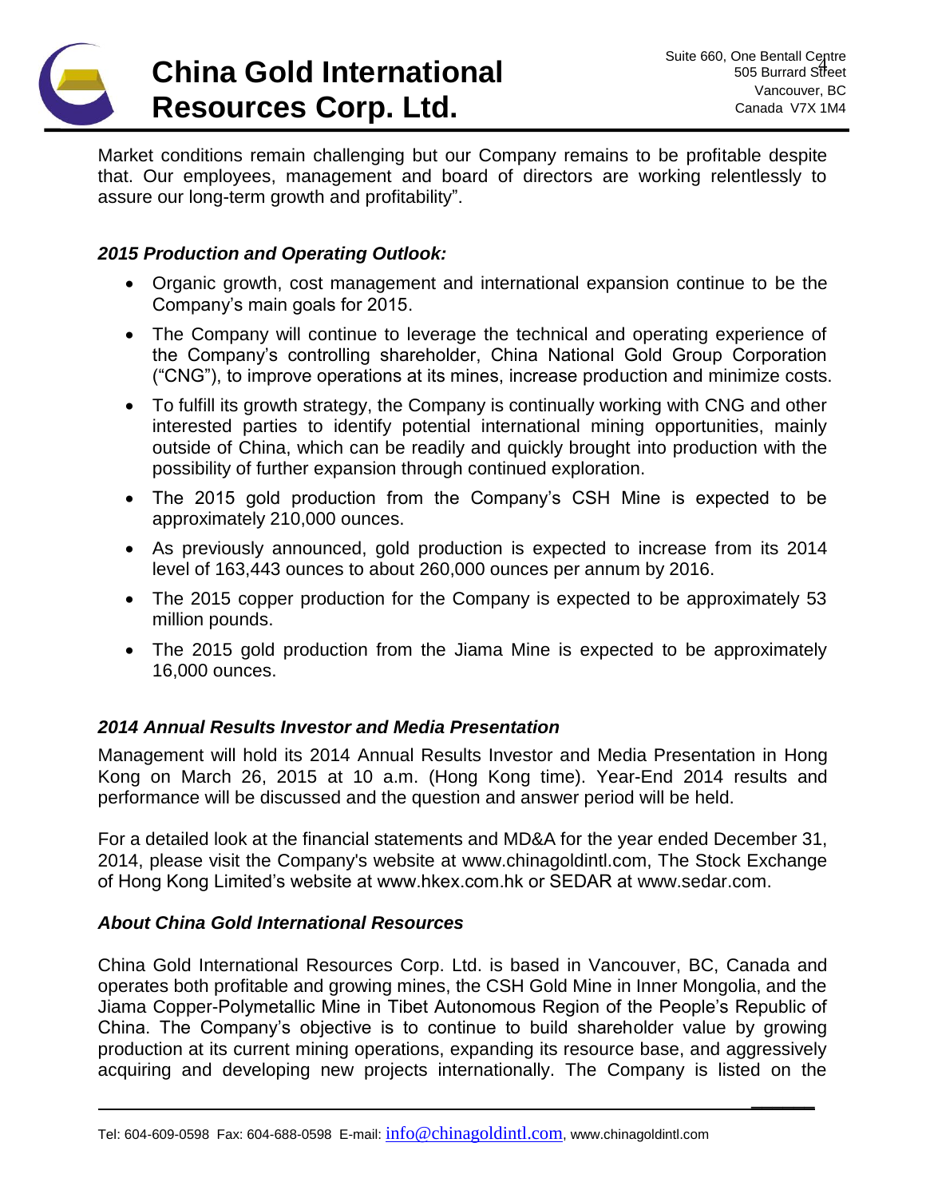Market conditions remain challenging but our Company remains to be profitable despite that. Our employees, management and board of directors are working relentlessly to assure our long-term growth and profitability".

### *2015 Production and Operating Outlook:*

- Organic growth, cost management and international expansion continue to be the Company's main goals for 2015.
- The Company will continue to leverage the technical and operating experience of the Company's controlling shareholder, China National Gold Group Corporation ("CNG"), to improve operations at its mines, increase production and minimize costs.
- To fulfill its growth strategy, the Company is continually working with CNG and other interested parties to identify potential international mining opportunities, mainly outside of China, which can be readily and quickly brought into production with the possibility of further expansion through continued exploration.
- The 2015 gold production from the Company's CSH Mine is expected to be approximately 210,000 ounces.
- As previously announced, gold production is expected to increase from its 2014 level of 163,443 ounces to about 260,000 ounces per annum by 2016.
- The 2015 copper production for the Company is expected to be approximately 53 million pounds.
- The 2015 gold production from the Jiama Mine is expected to be approximately 16,000 ounces.

### *2014 Annual Results Investor and Media Presentation*

Management will hold its 2014 Annual Results Investor and Media Presentation in Hong Kong on March 26, 2015 at 10 a.m. (Hong Kong time). Year-End 2014 results and performance will be discussed and the question and answer period will be held.

For a detailed look at the financial statements and MD&A for the year ended December 31, 2014, please visit the Company's website at www.chinagoldintl.com, The Stock Exchange of Hong Kong Limited's website at www.hkex.com.hk or SEDAR at www.sedar.com.

### *About China Gold International Resources*

China Gold International Resources Corp. Ltd. is based in Vancouver, BC, Canada and operates both profitable and growing mines, the CSH Gold Mine in Inner Mongolia, and the Jiama Copper-Polymetallic Mine in Tibet Autonomous Region of the People's Republic of China. The Company's objective is to continue to build shareholder value by growing production at its current mining operations, expanding its resource base, and aggressively acquiring and developing new projects internationally. The Company is listed on the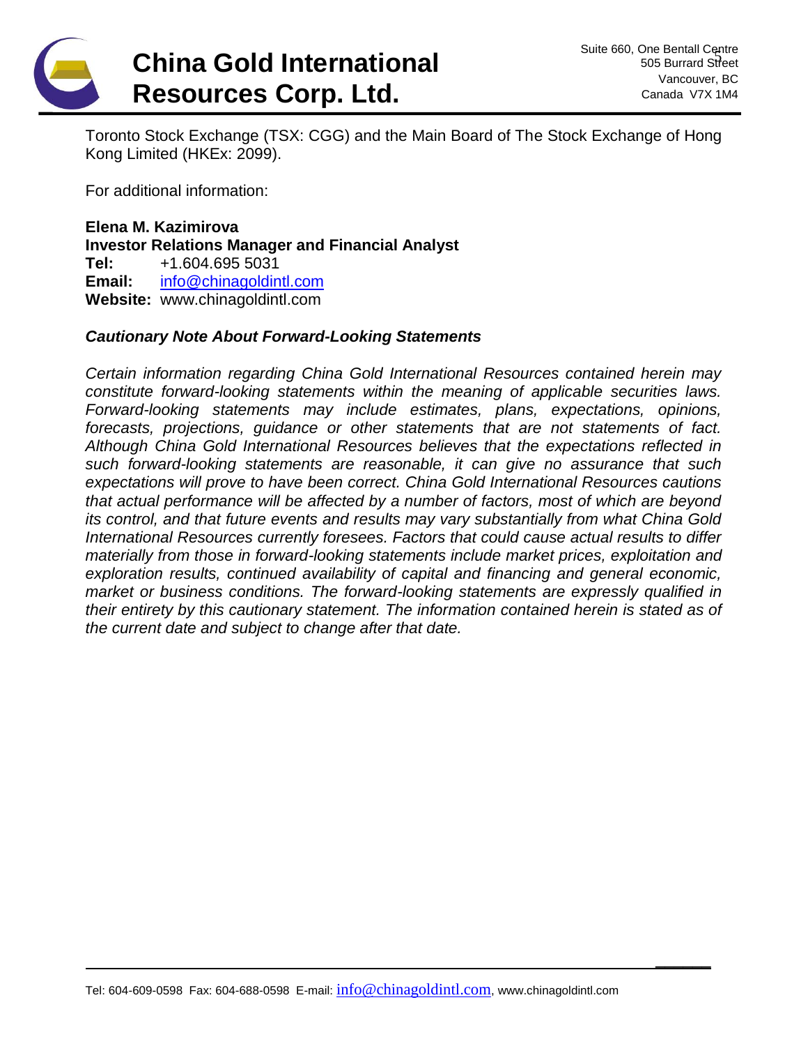Toronto Stock Exchange (TSX: CGG) and the Main Board of The Stock Exchange of Hong Kong Limited (HKEx: 2099).

For additional information:

**Elena M. Kazimirova**
**Investor Relations Manager and Financial Analyst**
**Tel:** +1.604.695 5031
**Email:** info@chinagoldintl.com
**Website:** www.chinagoldintl.com

***Cautionary Note About Forward-Looking Statements***

*Certain information regarding China Gold International Resources contained herein may constitute forward-looking statements within the meaning of applicable securities laws. Forward-looking statements may include estimates, plans, expectations, opinions, forecasts, projections, guidance or other statements that are not statements of fact. Although China Gold International Resources believes that the expectations reflected in such forward-looking statements are reasonable, it can give no assurance that such expectations will prove to have been correct. China Gold International Resources cautions that actual performance will be affected by a number of factors, most of which are beyond its control, and that future events and results may vary substantially from what China Gold International Resources currently foresees. Factors that could cause actual results to differ materially from those in forward-looking statements include market prices, exploitation and exploration results, continued availability of capital and financing and general economic, market or business conditions. The forward-looking statements are expressly qualified in their entirety by this cautionary statement. The information contained herein is stated as of the current date and subject to change after that date.*